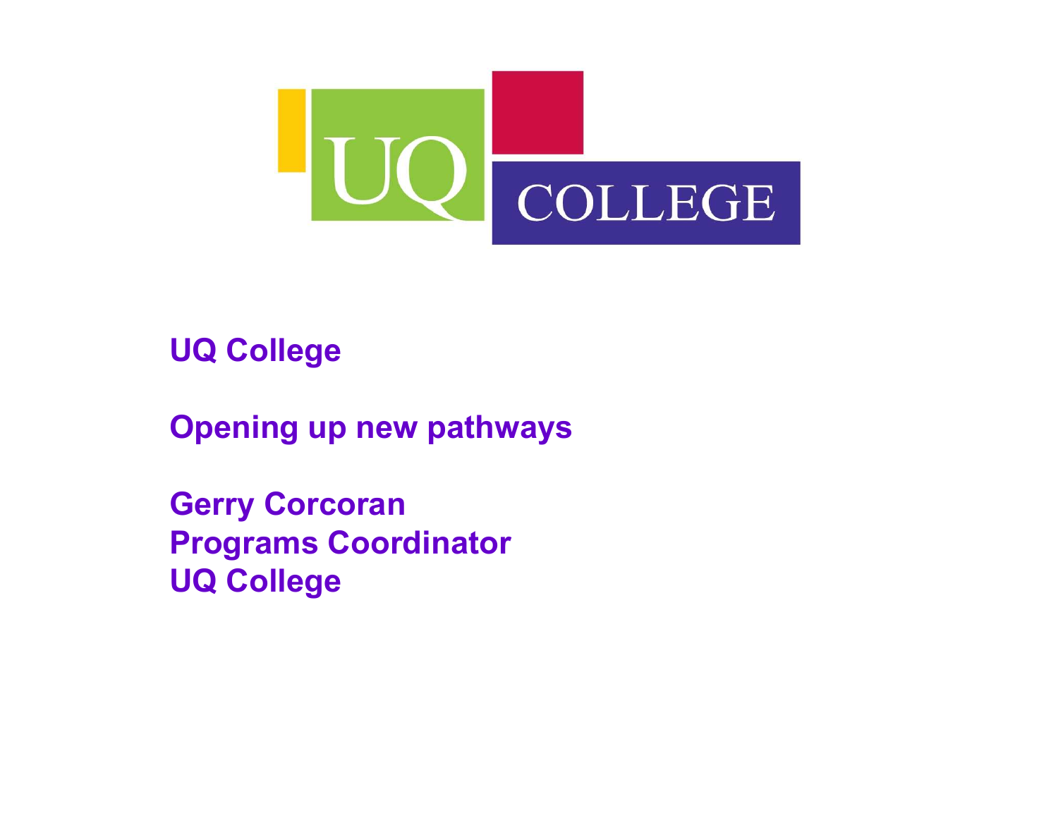UQ COLLEGE

# UQ College

## Opening up new pathways

**Gerry Corcoran**
**Programs Coordinator**
**UQ College**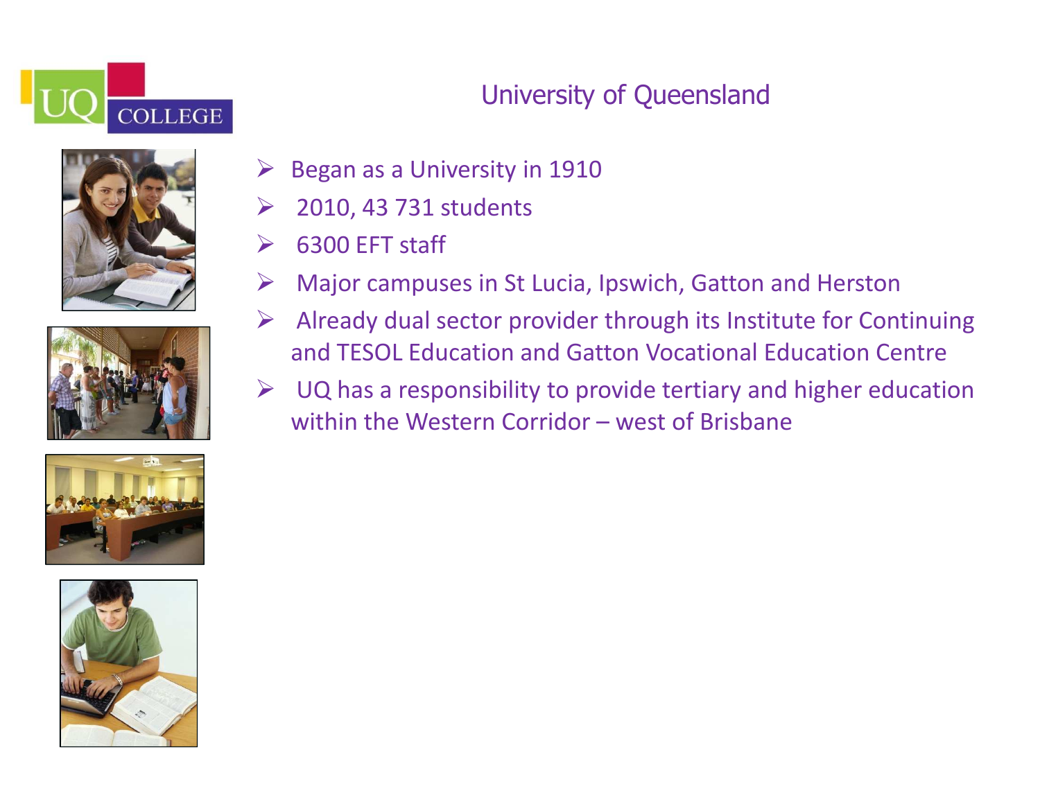# University of Queensland

- Began as a University in 1910
- 2010, 43 731 students
- 6300 EFT staff
- Major campuses in St Lucia, Ipswich, Gatton and Herston
- Already dual sector provider through its Institute for Continuing and TESOL Education and Gatton Vocational Education Centre
- UQ has a responsibility to provide tertiary and higher education within the Western Corridor – west of Brisbane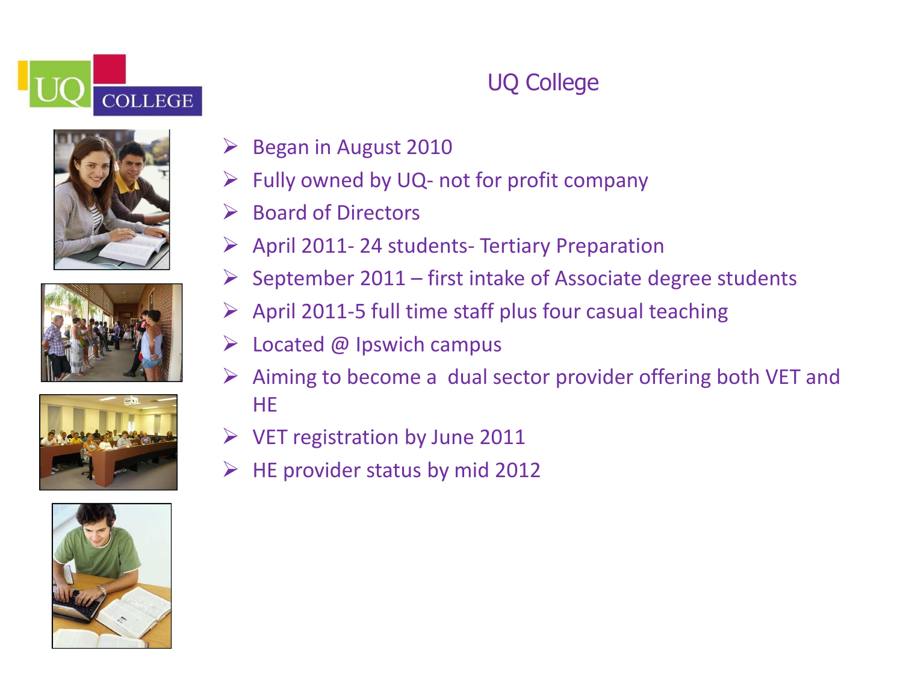# UQ College

- Began in August 2010
- Fully owned by UQ- not for profit company
- Board of Directors
- April 2011- 24 students- Tertiary Preparation
- September 2011 – first intake of Associate degree students
- April 2011-5 full time staff plus four casual teaching
- Located @ Ipswich campus
- Aiming to become a  dual sector provider offering both VET and HE
- VET registration by June 2011
- HE provider status by mid 2012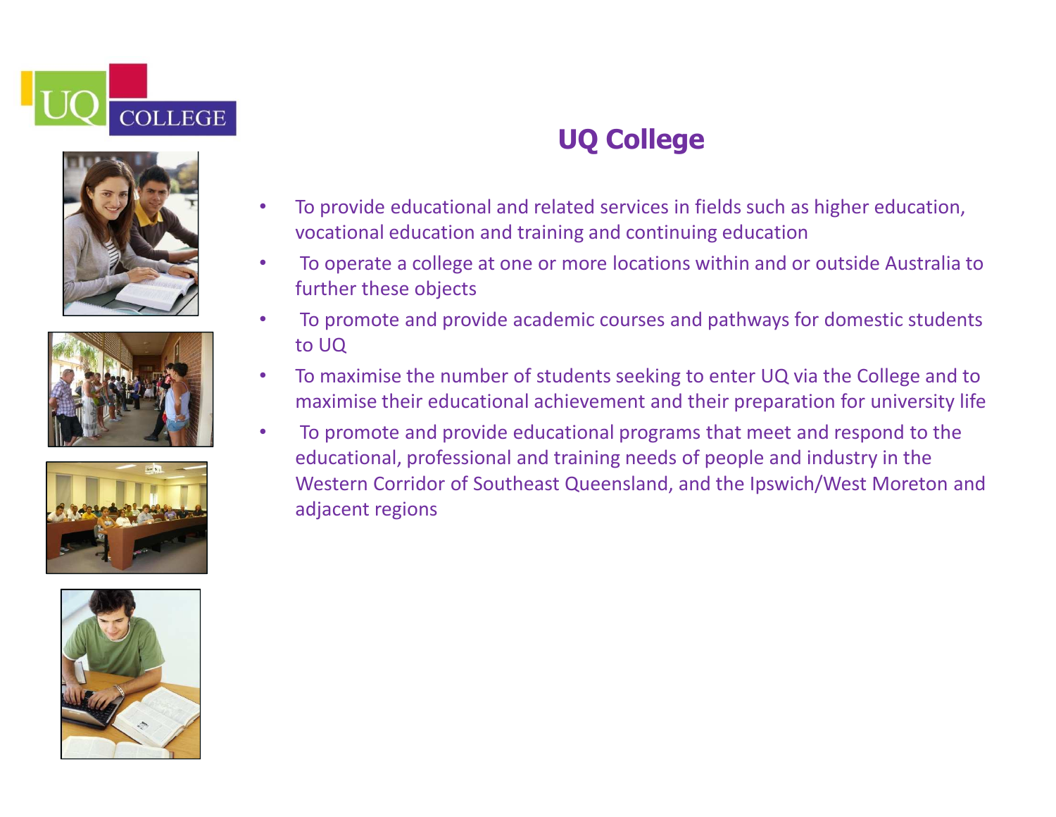# UQ College

- To provide educational and related services in fields such as higher education, vocational education and training and continuing education
- To operate a college at one or more locations within and or outside Australia to further these objects
- To promote and provide academic courses and pathways for domestic students to UQ
- To maximise the number of students seeking to enter UQ via the College and to maximise their educational achievement and their preparation for university life
- To promote and provide educational programs that meet and respond to the educational, professional and training needs of people and industry in the Western Corridor of Southeast Queensland, and the Ipswich/West Moreton and adjacent regions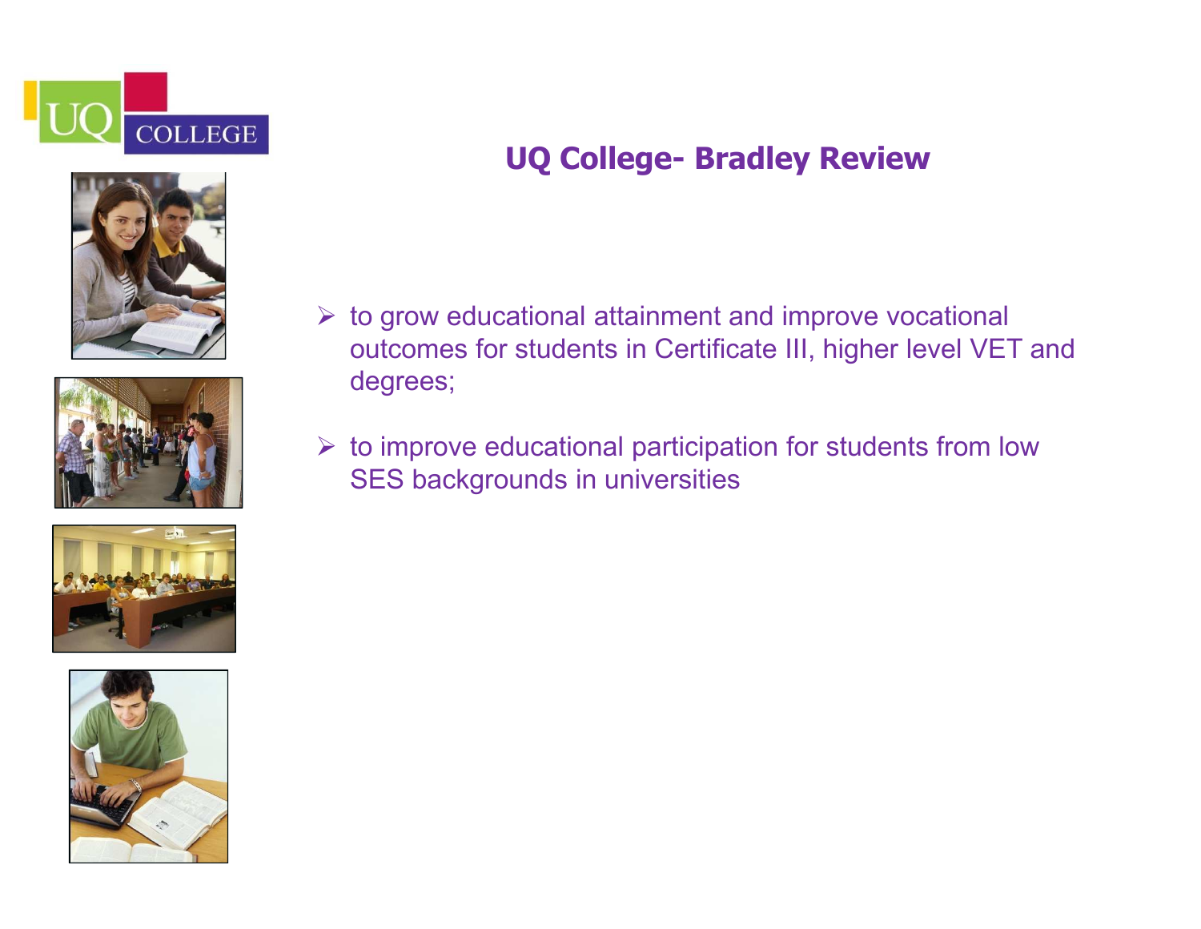# UQ College- Bradley Review

- to grow educational attainment and improve vocational outcomes for students in Certificate III, higher level VET and degrees;
- to improve educational participation for students from low SES backgrounds in universities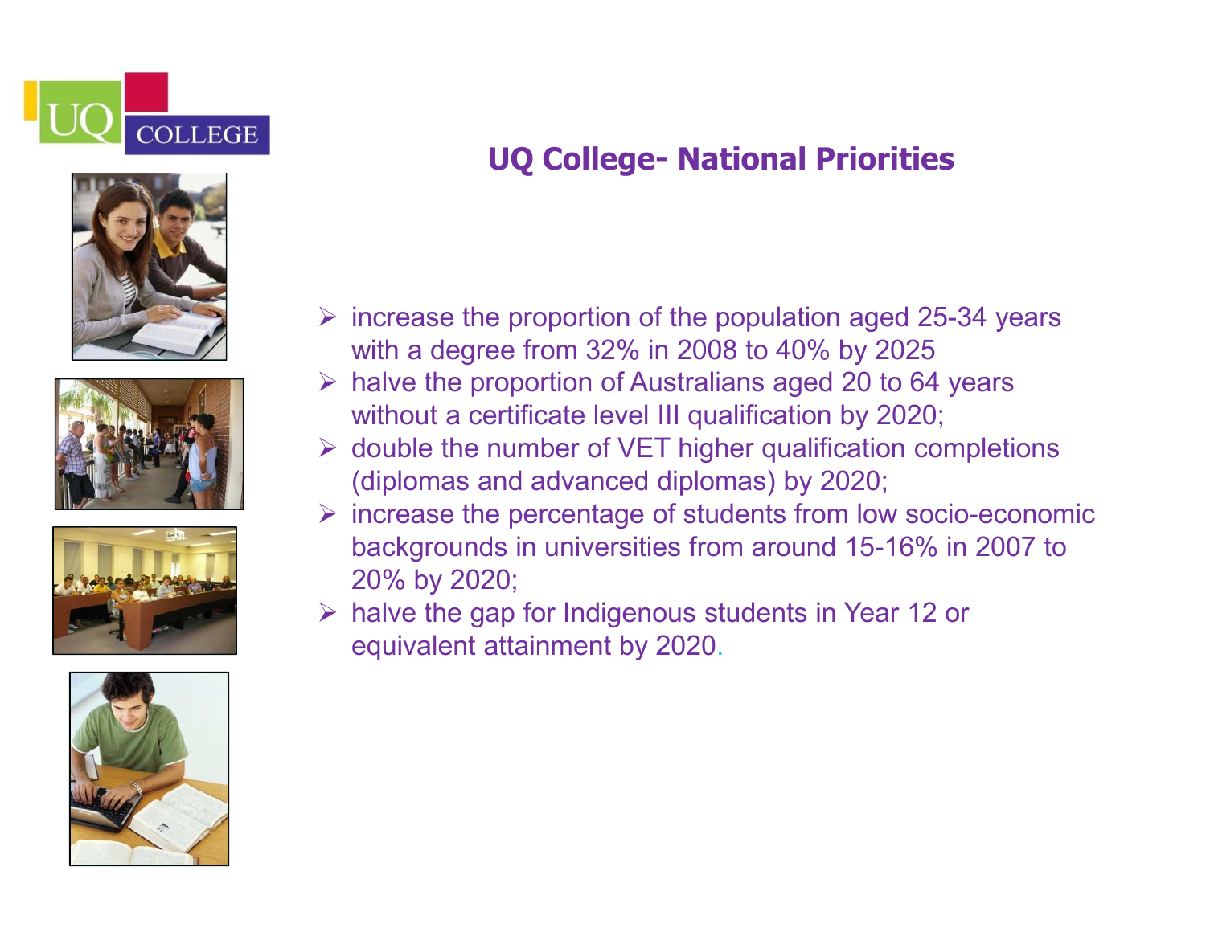## UQ College- National Priorities

- increase the proportion of the population aged 25-34 years with a degree from 32% in 2008 to 40% by 2025
- halve the proportion of Australians aged 20 to 64 years without a certificate level III qualification by 2020;
- double the number of VET higher qualification completions (diplomas and advanced diplomas) by 2020;
- increase the percentage of students from low socio-economic backgrounds in universities from around 15-16% in 2007 to 20% by 2020;
- halve the gap for Indigenous students in Year 12 or equivalent attainment by 2020.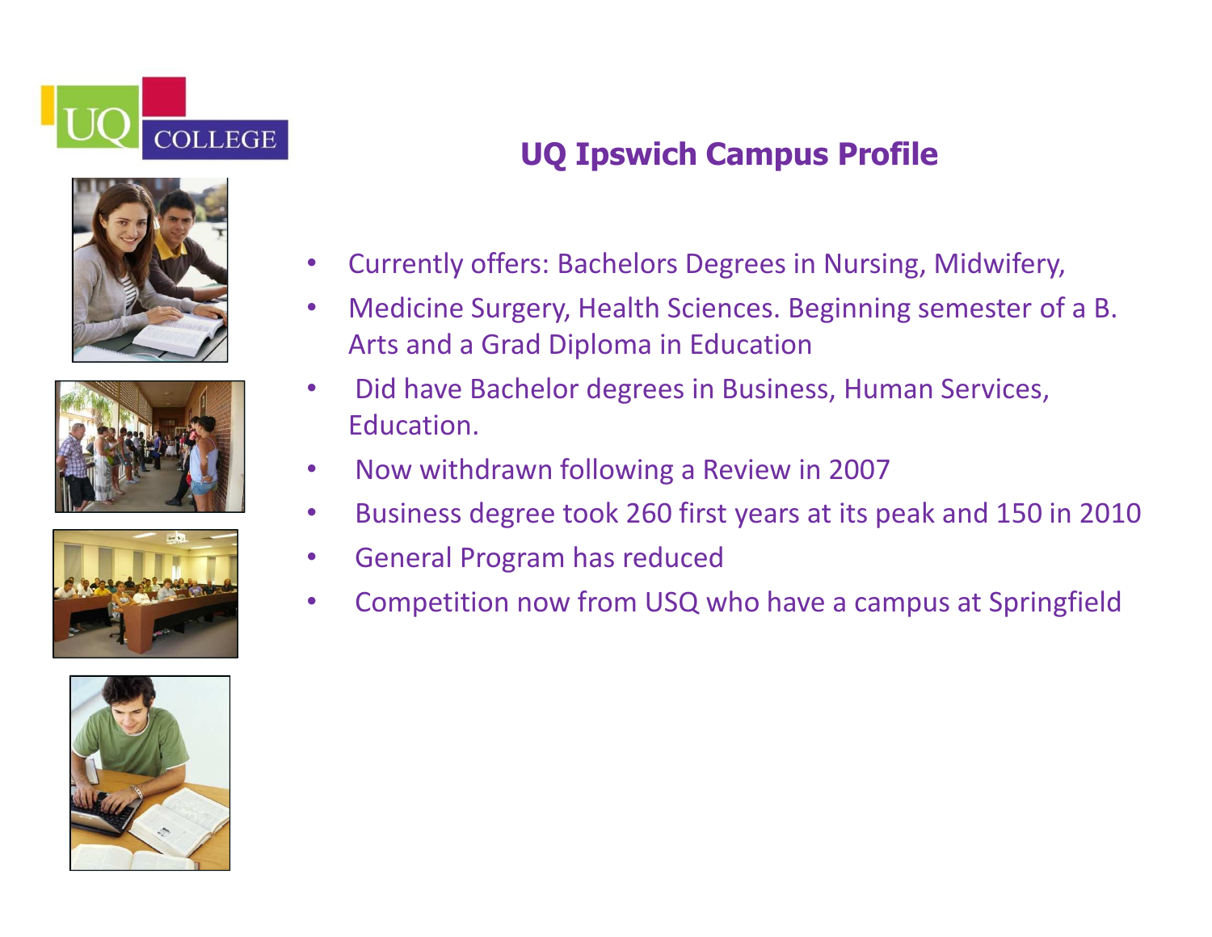## UQ Ipswich Campus Profile

- Currently offers: Bachelors Degrees in Nursing, Midwifery,
- Medicine Surgery, Health Sciences. Beginning semester of a B. Arts and a Grad Diploma in Education
- Did have Bachelor degrees in Business, Human Services, Education.
- Now withdrawn following a Review in 2007
- Business degree took 260 first years at its peak and 150 in 2010
- General Program has reduced
- Competition now from USQ who have a campus at Springfield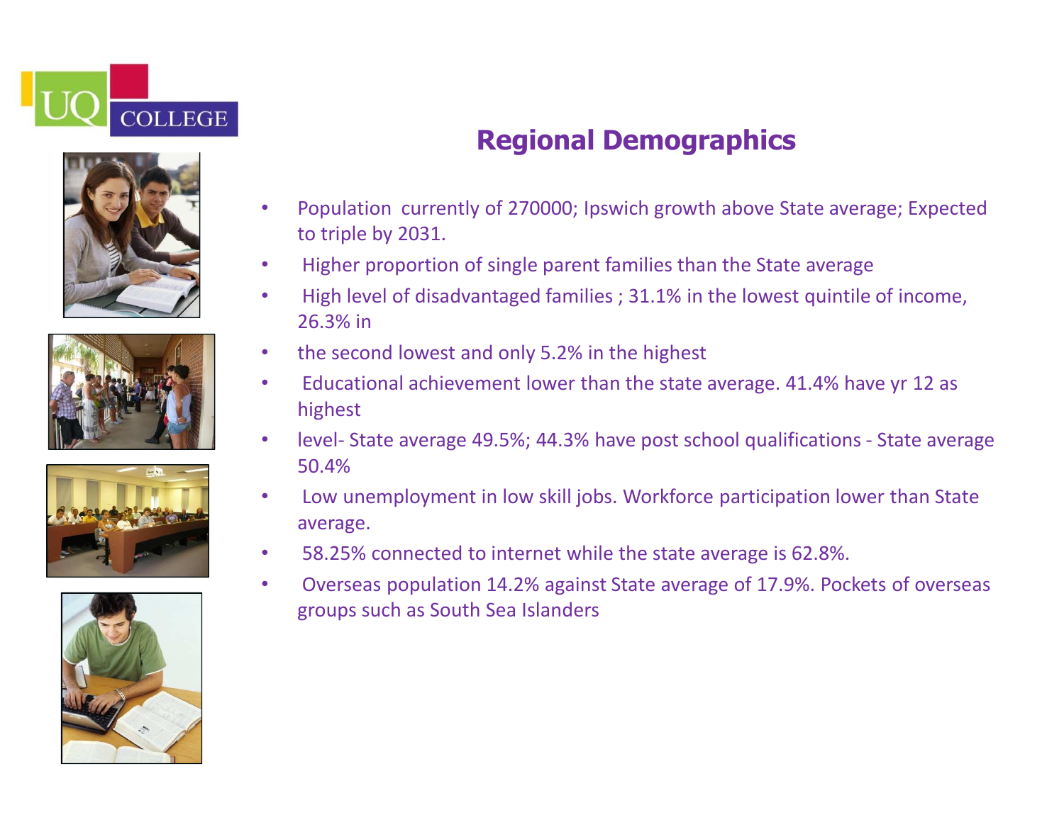## Regional Demographics

- Population currently of 270000; Ipswich growth above State average; Expected to triple by 2031.
- Higher proportion of single parent families than the State average
- High level of disadvantaged families ; 31.1% in the lowest quintile of income, 26.3% in
- the second lowest and only 5.2% in the highest
- Educational achievement lower than the state average. 41.4% have yr 12 as highest
- level- State average 49.5%; 44.3% have post school qualifications - State average 50.4%
- Low unemployment in low skill jobs. Workforce participation lower than State average.
- 58.25% connected to internet while the state average is 62.8%.
- Overseas population 14.2% against State average of 17.9%. Pockets of overseas groups such as South Sea Islanders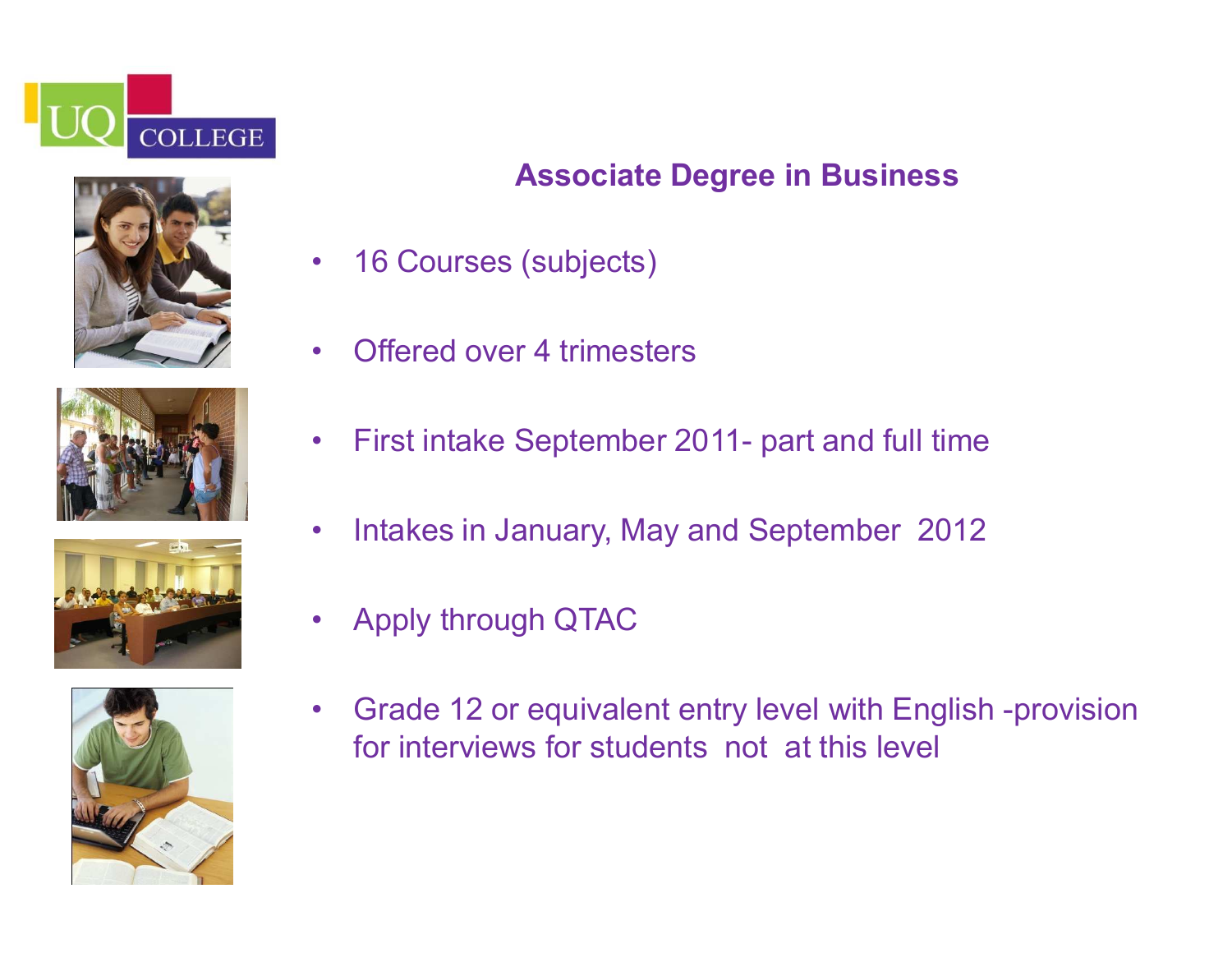## Associate Degree in Business

- 16 Courses (subjects)
- Offered over 4 trimesters
- First intake September 2011- part and full time
- Intakes in January, May and September 2012
- Apply through QTAC
- Grade 12 or equivalent entry level with English -provision for interviews for students not at this level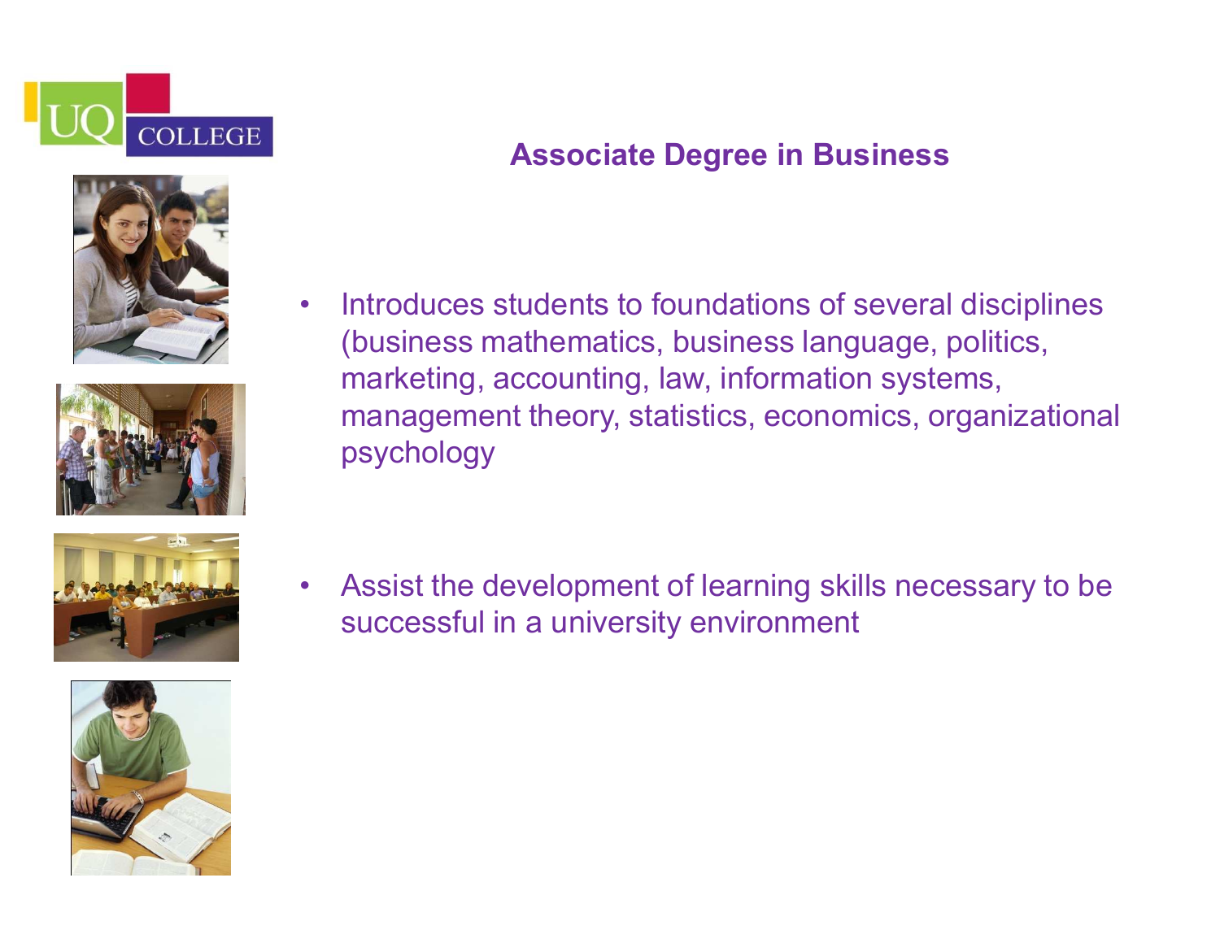## Associate Degree in Business

- Introduces students to foundations of several disciplines (business mathematics, business language, politics, marketing, accounting, law, information systems, management theory, statistics, economics, organizational psychology

- Assist the development of learning skills necessary to be successful in a university environment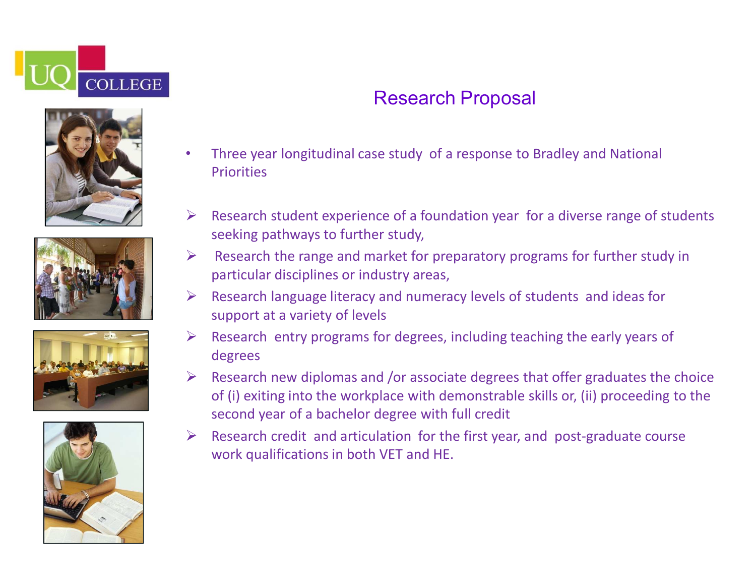# Research Proposal

- Three year longitudinal case study of a response to Bradley and National Priorities

- Research student experience of a foundation year for a diverse range of students seeking pathways to further study,
- Research the range and market for preparatory programs for further study in particular disciplines or industry areas,
- Research language literacy and numeracy levels of students and ideas for support at a variety of levels
- Research entry programs for degrees, including teaching the early years of degrees
- Research new diplomas and /or associate degrees that offer graduates the choice of (i) exiting into the workplace with demonstrable skills or, (ii) proceeding to the second year of a bachelor degree with full credit
- Research credit and articulation for the first year, and post-graduate course work qualifications in both VET and HE.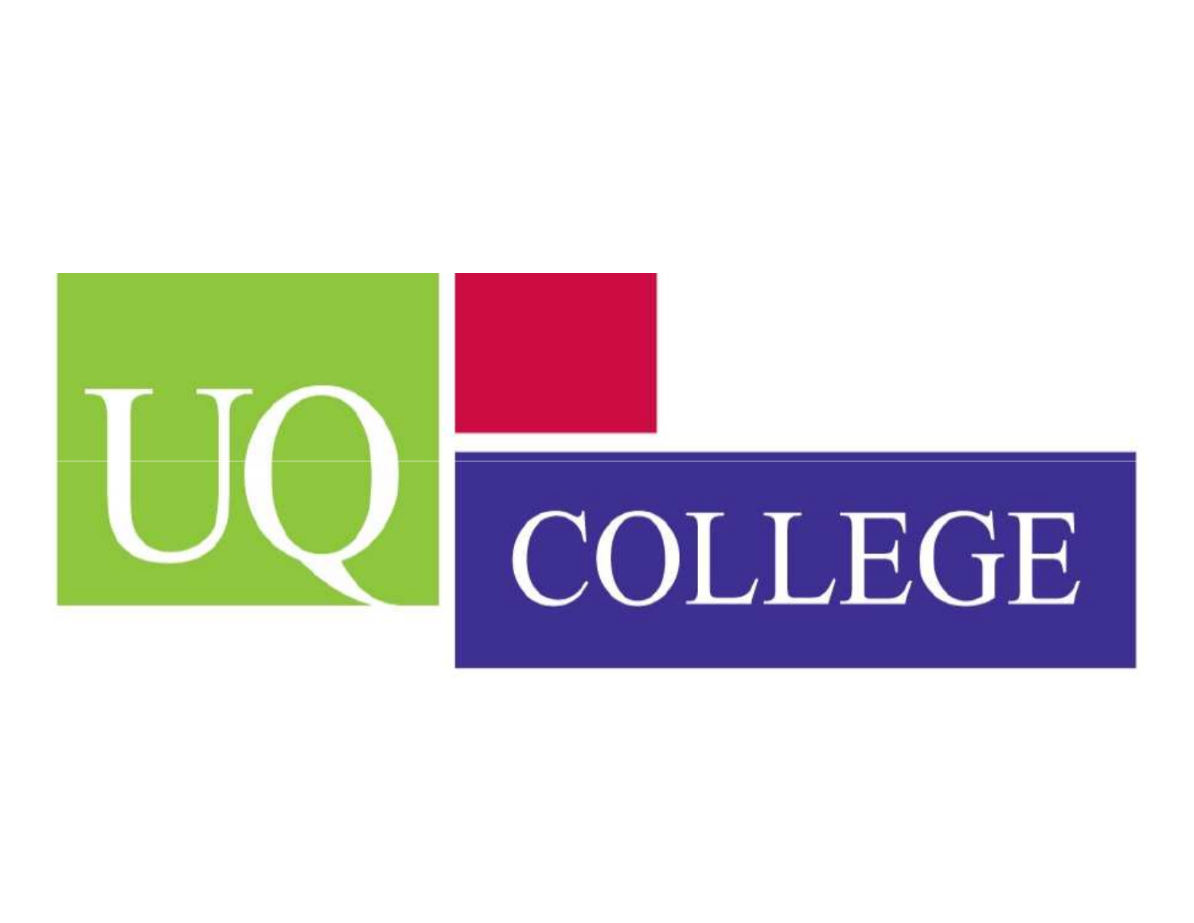UQ

COLLEGE